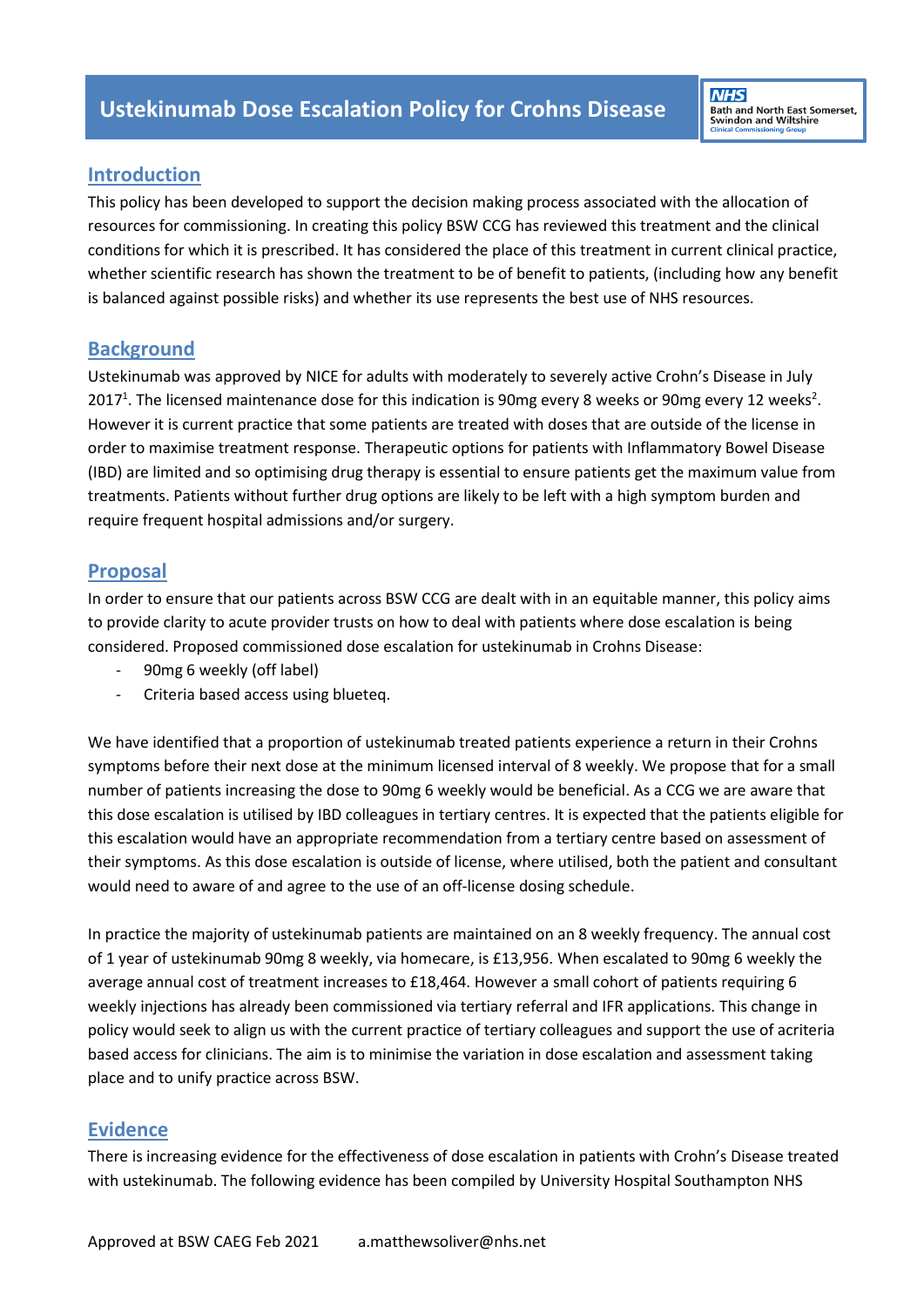# Ustekinumab Dose Escalation Policy for Crohns Disease

## Introduction

This policy has been developed to support the decision making process associated with the allocation of resources for commissioning. In creating this policy BSW CCG has reviewed this treatment and the clinical conditions for which it is prescribed. It has considered the place of this treatment in current clinical practice, whether scientific research has shown the treatment to be of benefit to patients, (including how any benefit is balanced against possible risks) and whether its use represents the best use of NHS resources.

## Background

Ustekinumab was approved by NICE for adults with moderately to severely active Crohn's Disease in July 2017[1]. The licensed maintenance dose for this indication is 90mg every 8 weeks or 90mg every 12 weeks[2]. However it is current practice that some patients are treated with doses that are outside of the license in order to maximise treatment response. Therapeutic options for patients with Inflammatory Bowel Disease (IBD) are limited and so optimising drug therapy is essential to ensure patients get the maximum value from treatments. Patients without further drug options are likely to be left with a high symptom burden and require frequent hospital admissions and/or surgery.

## Proposal

In order to ensure that our patients across BSW CCG are dealt with in an equitable manner, this policy aims to provide clarity to acute provider trusts on how to deal with patients where dose escalation is being considered. Proposed commissioned dose escalation for ustekinumab in Crohns Disease:

- 90mg 6 weekly (off label)
- Criteria based access using blueteq.

We have identified that a proportion of ustekinumab treated patients experience a return in their Crohns symptoms before their next dose at the minimum licensed interval of 8 weekly. We propose that for a small number of patients increasing the dose to 90mg 6 weekly would be beneficial. As a CCG we are aware that this dose escalation is utilised by IBD colleagues in tertiary centres. It is expected that the patients eligible for this escalation would have an appropriate recommendation from a tertiary centre based on assessment of their symptoms. As this dose escalation is outside of license, where utilised, both the patient and consultant would need to aware of and agree to the use of an off-license dosing schedule.

In practice the majority of ustekinumab patients are maintained on an 8 weekly frequency. The annual cost of 1 year of ustekinumab 90mg 8 weekly, via homecare, is £13,956. When escalated to 90mg 6 weekly the average annual cost of treatment increases to £18,464. However a small cohort of patients requiring 6 weekly injections has already been commissioned via tertiary referral and IFR applications. This change in policy would seek to align us with the current practice of tertiary colleagues and support the use of acriteria based access for clinicians. The aim is to minimise the variation in dose escalation and assessment taking place and to unify practice across BSW.

## Evidence

There is increasing evidence for the effectiveness of dose escalation in patients with Crohn's Disease treated with ustekinumab. The following evidence has been compiled by University Hospital Southampton NHS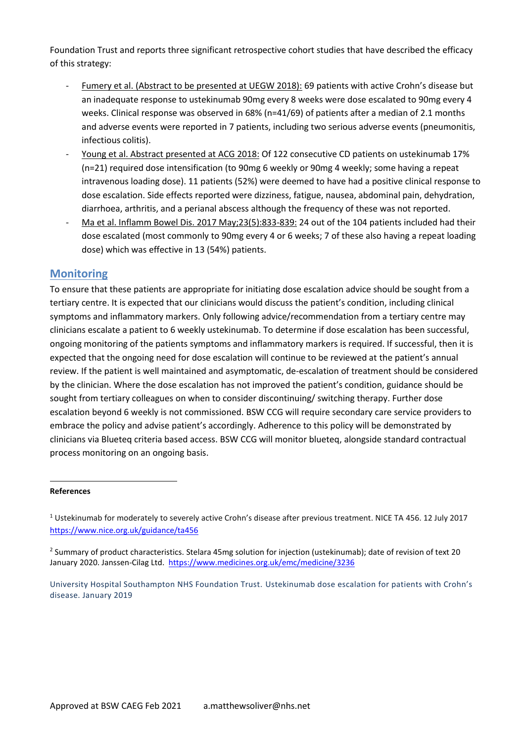Foundation Trust and reports three significant retrospective cohort studies that have described the efficacy of this strategy:

- Fumery et al. (Abstract to be presented at UEGW 2018): 69 patients with active Crohn's disease but an inadequate response to ustekinumab 90mg every 8 weeks were dose escalated to 90mg every 4 weeks. Clinical response was observed in 68% (n=41/69) of patients after a median of 2.1 months and adverse events were reported in 7 patients, including two serious adverse events (pneumonitis, infectious colitis).
- Young et al. Abstract presented at ACG 2018: Of 122 consecutive CD patients on ustekinumab 17% (n=21) required dose intensification (to 90mg 6 weekly or 90mg 4 weekly; some having a repeat intravenous loading dose). 11 patients (52%) were deemed to have had a positive clinical response to dose escalation. Side effects reported were dizziness, fatigue, nausea, abdominal pain, dehydration, diarrhoea, arthritis, and a perianal abscess although the frequency of these was not reported.
- Ma et al. Inflamm Bowel Dis. 2017 May;23(5):833-839: 24 out of the 104 patients included had their dose escalated (most commonly to 90mg every 4 or 6 weeks; 7 of these also having a repeat loading dose) which was effective in 13 (54%) patients.

## Monitoring

To ensure that these patients are appropriate for initiating dose escalation advice should be sought from a tertiary centre. It is expected that our clinicians would discuss the patient's condition, including clinical symptoms and inflammatory markers. Only following advice/recommendation from a tertiary centre may clinicians escalate a patient to 6 weekly ustekinumab. To determine if dose escalation has been successful, ongoing monitoring of the patients symptoms and inflammatory markers is required. If successful, then it is expected that the ongoing need for dose escalation will continue to be reviewed at the patient's annual review. If the patient is well maintained and asymptomatic, de-escalation of treatment should be considered by the clinician. Where the dose escalation has not improved the patient's condition, guidance should be sought from tertiary colleagues on when to consider discontinuing/ switching therapy. Further dose escalation beyond 6 weekly is not commissioned. BSW CCG will require secondary care service providers to embrace the policy and advise patient's accordingly. Adherence to this policy will be demonstrated by clinicians via Blueteq criteria based access. BSW CCG will monitor blueteq, alongside standard contractual process monitoring on an ongoing basis.

---

**References**

[1] Ustekinumab for moderately to severely active Crohn's disease after previous treatment. NICE TA 456. 12 July 2017 https://www.nice.org.uk/guidance/ta456

[2] Summary of product characteristics. Stelara 45mg solution for injection (ustekinumab); date of revision of text 20 January 2020. Janssen-Cilag Ltd. https://www.medicines.org.uk/emc/medicine/3236

University Hospital Southampton NHS Foundation Trust. Ustekinumab dose escalation for patients with Crohn's disease. January 2019

Approved at BSW CAEG Feb 2021 a.matthewsoliver@nhs.net